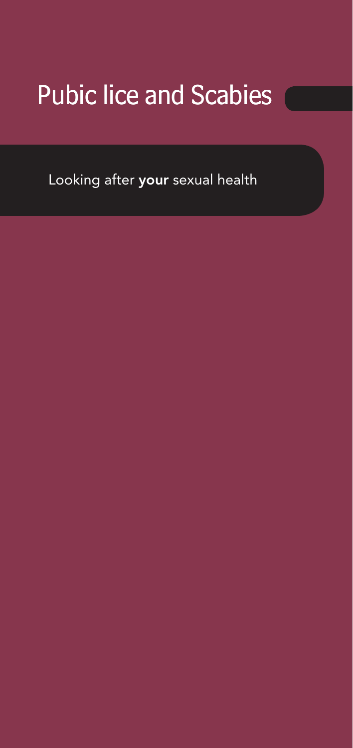# Pubic lice and Scabies

Looking after **your** sexual health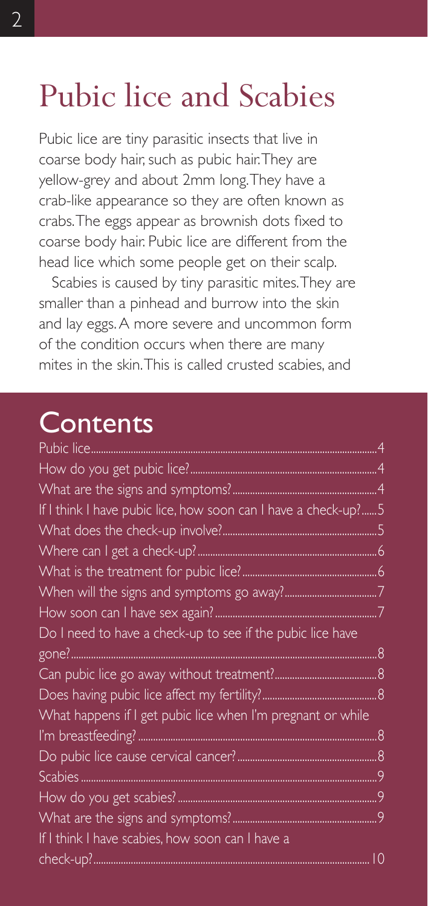# Pubic lice and Scabies

Pubic lice are tiny parasitic insects that live in coarse body hair, such as pubic hair. They are yellow-grey and about 2mm long. They have a crab-like appearance so they are often known as crabs. The eggs appear as brownish dots fixed to coarse body hair. Pubic lice are different from the head lice which some people get on their scalp.

Scabies is caused by tiny parasitic mites. They are smaller than a pinhead and burrow into the skin and lay eggs. A more severe and uncommon form of the condition occurs when there are many mites in the skin. This is called crusted scabies, and

## Contents

| | |
|---|---|
| Pubic lice | 4 |
| How do you get pubic lice? | 4 |
| What are the signs and symptoms? | 4 |
| If I think I have pubic lice, how soon can I have a check-up? | 5 |
| What does the check-up involve? | 5 |
| Where can I get a check-up? | 6 |
| What is the treatment for pubic lice? | 6 |
| When will the signs and symptoms go away? | 7 |
| How soon can I have sex again? | 7 |
| Do I need to have a check-up to see if the pubic lice have gone? | 8 |
| Can pubic lice go away without treatment? | 8 |
| Does having pubic lice affect my fertility? | 8 |
| What happens if I get pubic lice when I'm pregnant or while I'm breastfeeding? | 8 |
| Do pubic lice cause cervical cancer? | 8 |
| Scabies | 9 |
| How do you get scabies? | 9 |
| What are the signs and symptoms? | 9 |
| If I think I have scabies, how soon can I have a check-up? | 10 |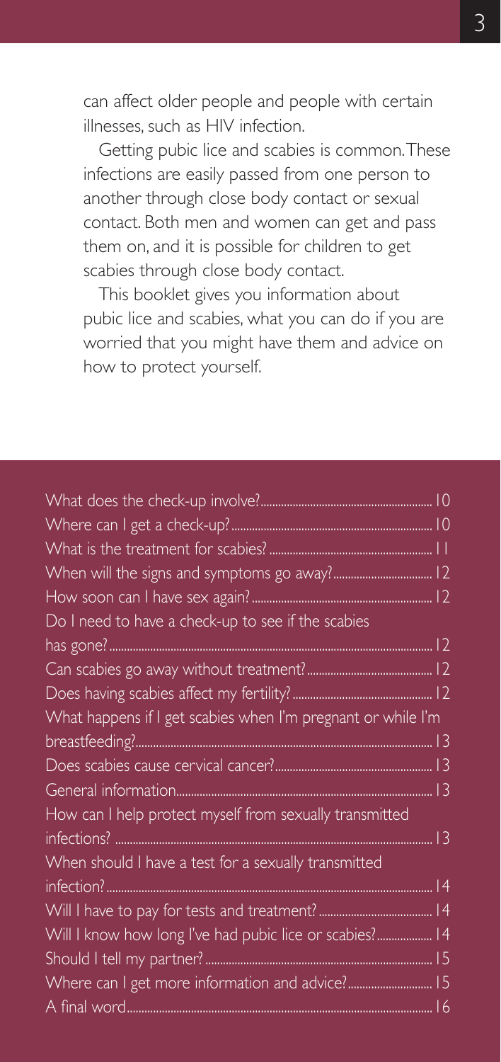can affect older people and people with certain illnesses, such as HIV infection.

Getting pubic lice and scabies is common. These infections are easily passed from one person to another through close body contact or sexual contact. Both men and women can get and pass them on, and it is possible for children to get scabies through close body contact.

This booklet gives you information about pubic lice and scabies, what you can do if you are worried that you might have them and advice on how to protect yourself.

| | |
|---|---|
| What does the check-up involve? | 10 |
| Where can I get a check-up? | 10 |
| What is the treatment for scabies? | 11 |
| When will the signs and symptoms go away? | 12 |
| How soon can I have sex again? | 12 |
| Do I need to have a check-up to see if the scabies has gone? | 12 |
| Can scabies go away without treatment? | 12 |
| Does having scabies affect my fertility? | 12 |
| What happens if I get scabies when I'm pregnant or while I'm breastfeeding? | 13 |
| Does scabies cause cervical cancer? | 13 |
| General information | 13 |
| How can I help protect myself from sexually transmitted infections? | 13 |
| When should I have a test for a sexually transmitted infection? | 14 |
| Will I have to pay for tests and treatment? | 14 |
| Will I know how long I've had pubic lice or scabies? | 14 |
| Should I tell my partner? | 15 |
| Where can I get more information and advice? | 15 |
| A final word | 16 |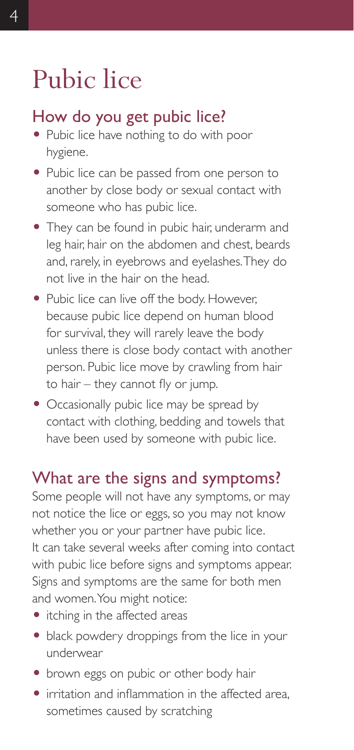# Pubic lice

## How do you get pubic lice?

- Pubic lice have nothing to do with poor hygiene.
- Pubic lice can be passed from one person to another by close body or sexual contact with someone who has pubic lice.
- They can be found in pubic hair, underarm and leg hair, hair on the abdomen and chest, beards and, rarely, in eyebrows and eyelashes. They do not live in the hair on the head.
- Pubic lice can live off the body. However, because pubic lice depend on human blood for survival, they will rarely leave the body unless there is close body contact with another person. Pubic lice move by crawling from hair to hair – they cannot fly or jump.
- Occasionally pubic lice may be spread by contact with clothing, bedding and towels that have been used by someone with pubic lice.

## What are the signs and symptoms?

Some people will not have any symptoms, or may not notice the lice or eggs, so you may not know whether you or your partner have pubic lice. It can take several weeks after coming into contact with pubic lice before signs and symptoms appear. Signs and symptoms are the same for both men and women. You might notice:

- itching in the affected areas
- black powdery droppings from the lice in your underwear
- brown eggs on pubic or other body hair
- irritation and inflammation in the affected area, sometimes caused by scratching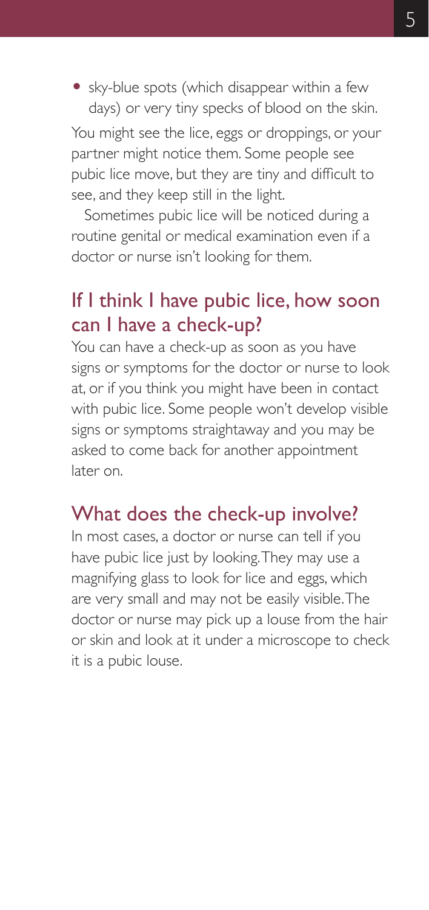- sky-blue spots (which disappear within a few days) or very tiny specks of blood on the skin.

You might see the lice, eggs or droppings, or your partner might notice them. Some people see pubic lice move, but they are tiny and difficult to see, and they keep still in the light.

Sometimes pubic lice will be noticed during a routine genital or medical examination even if a doctor or nurse isn't looking for them.

## If I think I have pubic lice, how soon can I have a check-up?

You can have a check-up as soon as you have signs or symptoms for the doctor or nurse to look at, or if you think you might have been in contact with pubic lice. Some people won't develop visible signs or symptoms straightaway and you may be asked to come back for another appointment later on.

## What does the check-up involve?

In most cases, a doctor or nurse can tell if you have pubic lice just by looking. They may use a magnifying glass to look for lice and eggs, which are very small and may not be easily visible. The doctor or nurse may pick up a louse from the hair or skin and look at it under a microscope to check it is a pubic louse.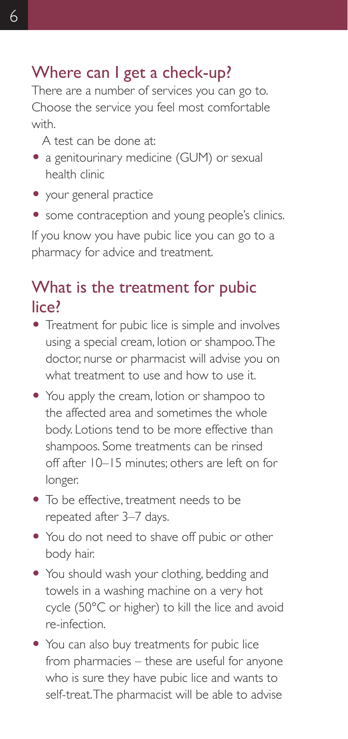## Where can I get a check-up?

There are a number of services you can go to. Choose the service you feel most comfortable with.

A test can be done at:

- a genitourinary medicine (GUM) or sexual health clinic
- your general practice
- some contraception and young people's clinics.

If you know you have pubic lice you can go to a pharmacy for advice and treatment.

## What is the treatment for pubic lice?

- Treatment for pubic lice is simple and involves using a special cream, lotion or shampoo. The doctor, nurse or pharmacist will advise you on what treatment to use and how to use it.
- You apply the cream, lotion or shampoo to the affected area and sometimes the whole body. Lotions tend to be more effective than shampoos. Some treatments can be rinsed off after 10–15 minutes; others are left on for longer.
- To be effective, treatment needs to be repeated after 3–7 days.
- You do not need to shave off pubic or other body hair.
- You should wash your clothing, bedding and towels in a washing machine on a very hot cycle (50°C or higher) to kill the lice and avoid re-infection.
- You can also buy treatments for pubic lice from pharmacies – these are useful for anyone who is sure they have pubic lice and wants to self-treat. The pharmacist will be able to advise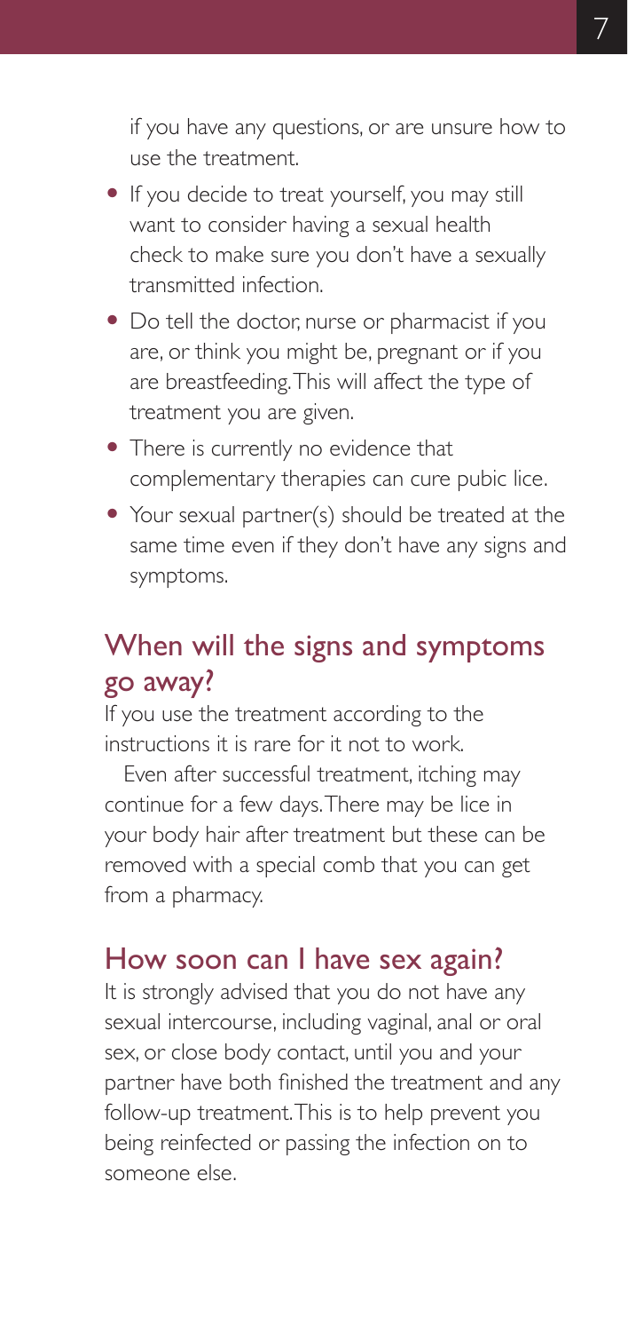if you have any questions, or are unsure how to use the treatment.

- If you decide to treat yourself, you may still want to consider having a sexual health check to make sure you don't have a sexually transmitted infection.
- Do tell the doctor, nurse or pharmacist if you are, or think you might be, pregnant or if you are breastfeeding. This will affect the type of treatment you are given.
- There is currently no evidence that complementary therapies can cure pubic lice.
- Your sexual partner(s) should be treated at the same time even if they don't have any signs and symptoms.

## When will the signs and symptoms go away?

If you use the treatment according to the instructions it is rare for it not to work.

Even after successful treatment, itching may continue for a few days. There may be lice in your body hair after treatment but these can be removed with a special comb that you can get from a pharmacy.

## How soon can I have sex again?

It is strongly advised that you do not have any sexual intercourse, including vaginal, anal or oral sex, or close body contact, until you and your partner have both finished the treatment and any follow-up treatment. This is to help prevent you being reinfected or passing the infection on to someone else.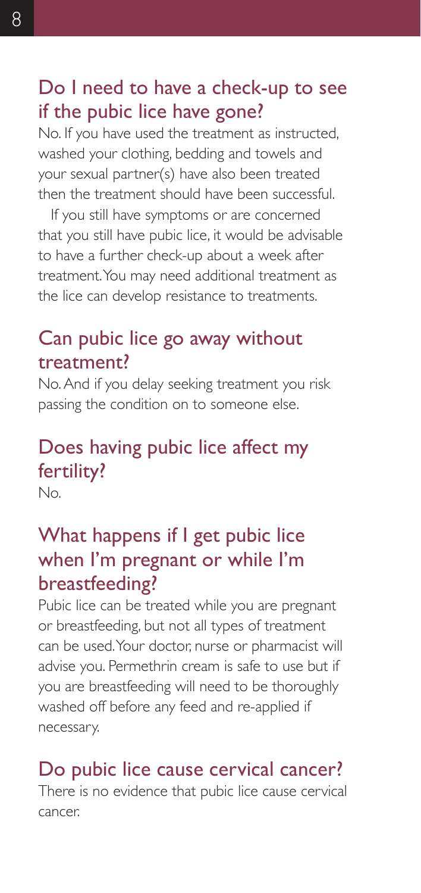## Do I need to have a check-up to see if the pubic lice have gone?

No. If you have used the treatment as instructed, washed your clothing, bedding and towels and your sexual partner(s) have also been treated then the treatment should have been successful.

If you still have symptoms or are concerned that you still have pubic lice, it would be advisable to have a further check-up about a week after treatment. You may need additional treatment as the lice can develop resistance to treatments.

## Can pubic lice go away without treatment?

No. And if you delay seeking treatment you risk passing the condition on to someone else.

## Does having pubic lice affect my fertility?

No.

## What happens if I get pubic lice when I'm pregnant or while I'm breastfeeding?

Pubic lice can be treated while you are pregnant or breastfeeding, but not all types of treatment can be used. Your doctor, nurse or pharmacist will advise you. Permethrin cream is safe to use but if you are breastfeeding will need to be thoroughly washed off before any feed and re-applied if necessary.

## Do pubic lice cause cervical cancer?

There is no evidence that pubic lice cause cervical cancer.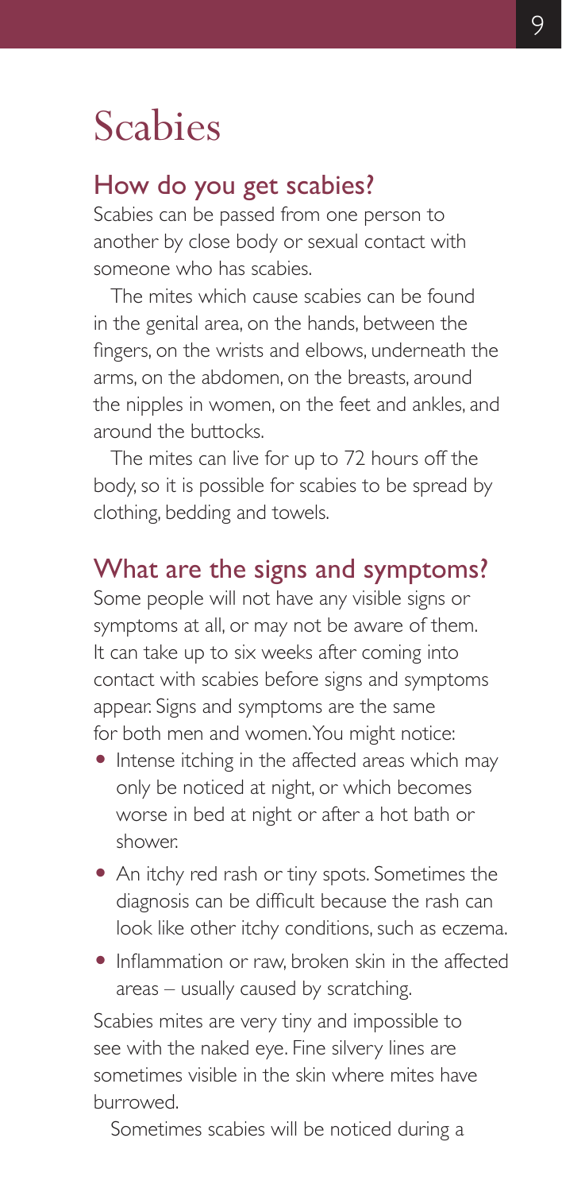# Scabies

## How do you get scabies?

Scabies can be passed from one person to another by close body or sexual contact with someone who has scabies.

The mites which cause scabies can be found in the genital area, on the hands, between the fingers, on the wrists and elbows, underneath the arms, on the abdomen, on the breasts, around the nipples in women, on the feet and ankles, and around the buttocks.

The mites can live for up to 72 hours off the body, so it is possible for scabies to be spread by clothing, bedding and towels.

## What are the signs and symptoms?

Some people will not have any visible signs or symptoms at all, or may not be aware of them. It can take up to six weeks after coming into contact with scabies before signs and symptoms appear. Signs and symptoms are the same for both men and women. You might notice:

- Intense itching in the affected areas which may only be noticed at night, or which becomes worse in bed at night or after a hot bath or shower.
- An itchy red rash or tiny spots. Sometimes the diagnosis can be difficult because the rash can look like other itchy conditions, such as eczema.
- Inflammation or raw, broken skin in the affected areas – usually caused by scratching.

Scabies mites are very tiny and impossible to see with the naked eye. Fine silvery lines are sometimes visible in the skin where mites have burrowed.

Sometimes scabies will be noticed during a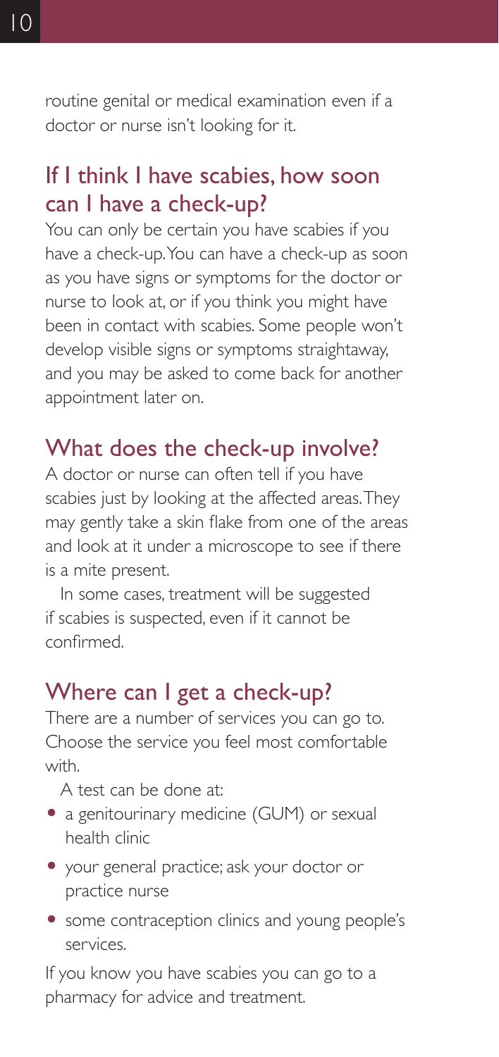routine genital or medical examination even if a doctor or nurse isn't looking for it.

## If I think I have scabies, how soon can I have a check-up?

You can only be certain you have scabies if you have a check-up. You can have a check-up as soon as you have signs or symptoms for the doctor or nurse to look at, or if you think you might have been in contact with scabies. Some people won't develop visible signs or symptoms straightaway, and you may be asked to come back for another appointment later on.

## What does the check-up involve?

A doctor or nurse can often tell if you have scabies just by looking at the affected areas. They may gently take a skin flake from one of the areas and look at it under a microscope to see if there is a mite present.

In some cases, treatment will be suggested if scabies is suspected, even if it cannot be confirmed.

## Where can I get a check-up?

There are a number of services you can go to. Choose the service you feel most comfortable with.

A test can be done at:

- a genitourinary medicine (GUM) or sexual health clinic
- your general practice; ask your doctor or practice nurse
- some contraception clinics and young people's services.

If you know you have scabies you can go to a pharmacy for advice and treatment.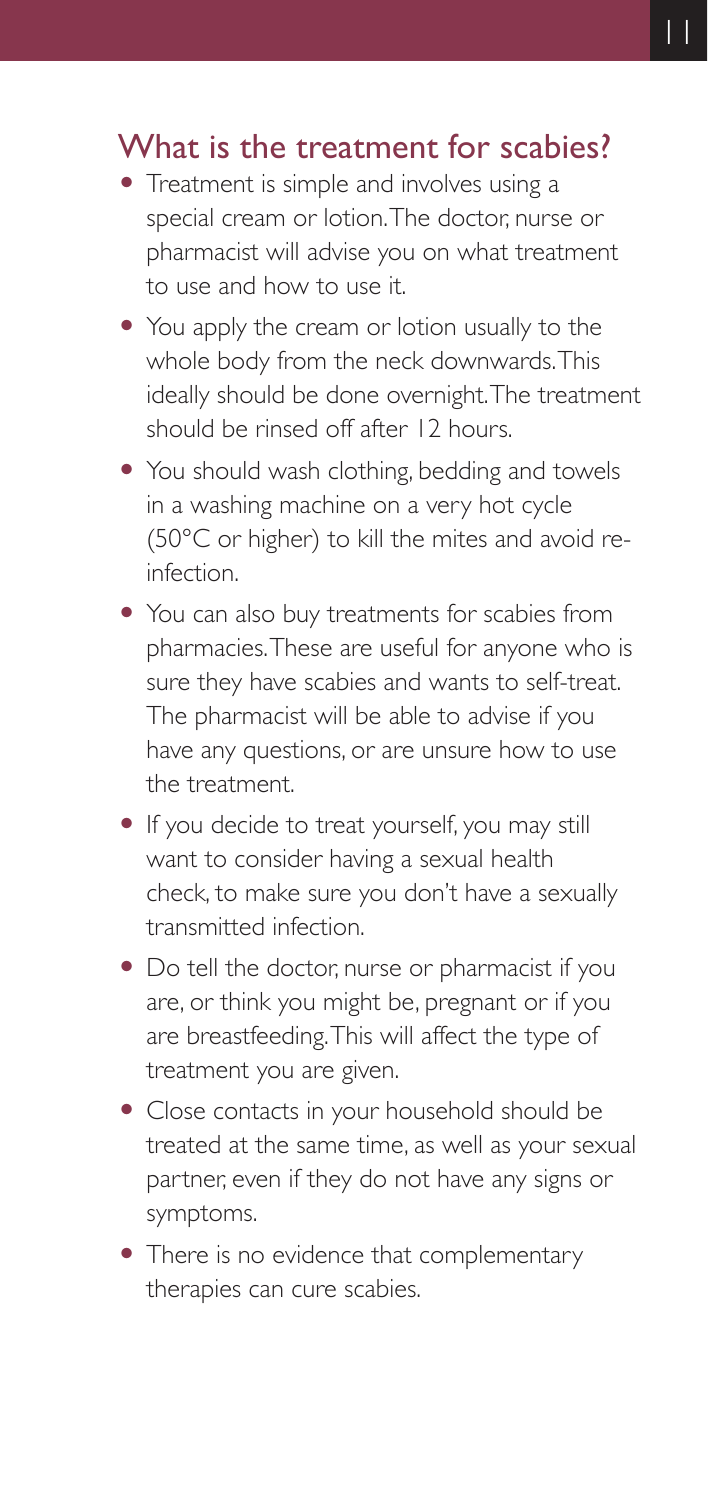## What is the treatment for scabies?

- Treatment is simple and involves using a special cream or lotion. The doctor, nurse or pharmacist will advise you on what treatment to use and how to use it.
- You apply the cream or lotion usually to the whole body from the neck downwards. This ideally should be done overnight. The treatment should be rinsed off after 12 hours.
- You should wash clothing, bedding and towels in a washing machine on a very hot cycle (50°C or higher) to kill the mites and avoid re-infection.
- You can also buy treatments for scabies from pharmacies. These are useful for anyone who is sure they have scabies and wants to self-treat. The pharmacist will be able to advise if you have any questions, or are unsure how to use the treatment.
- If you decide to treat yourself, you may still want to consider having a sexual health check, to make sure you don't have a sexually transmitted infection.
- Do tell the doctor, nurse or pharmacist if you are, or think you might be, pregnant or if you are breastfeeding. This will affect the type of treatment you are given.
- Close contacts in your household should be treated at the same time, as well as your sexual partner, even if they do not have any signs or symptoms.
- There is no evidence that complementary therapies can cure scabies.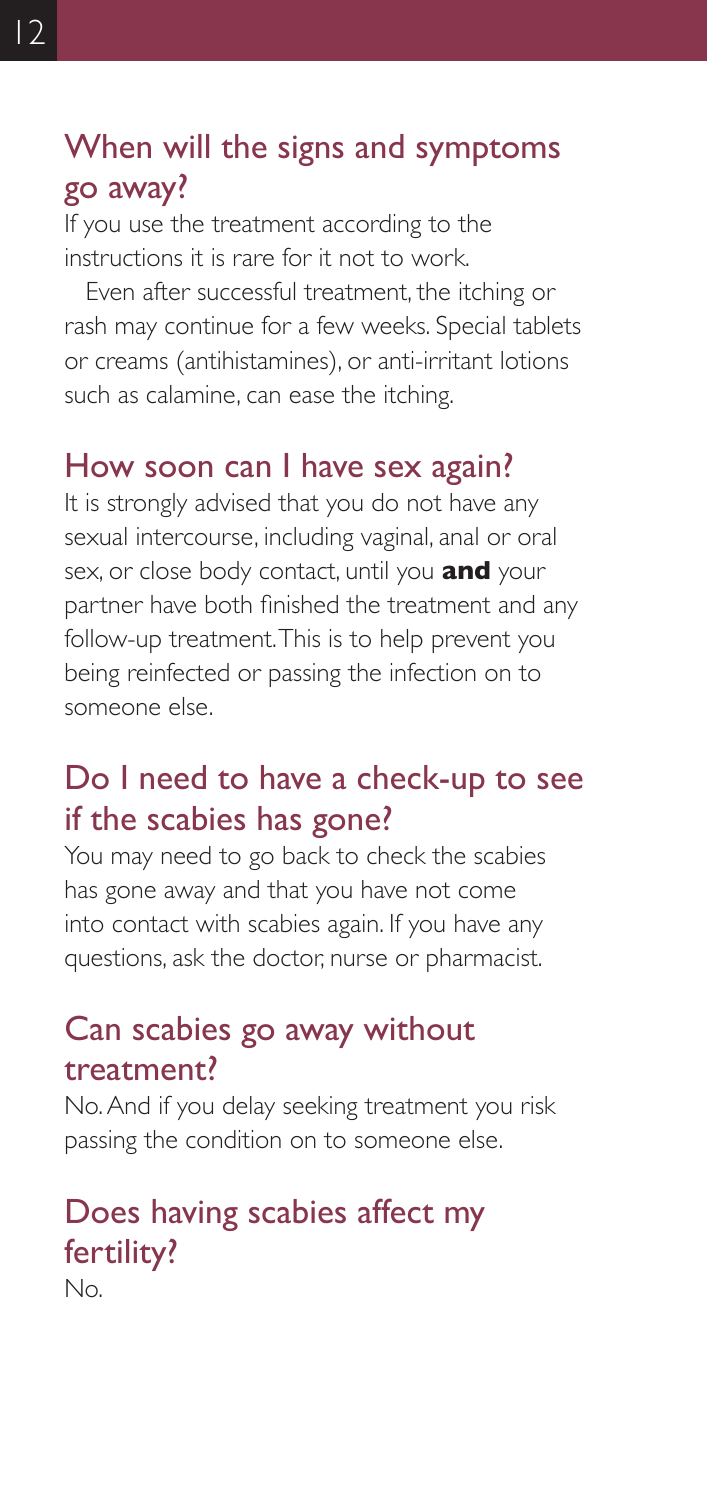## When will the signs and symptoms go away?

If you use the treatment according to the instructions it is rare for it not to work.

Even after successful treatment, the itching or rash may continue for a few weeks. Special tablets or creams (antihistamines), or anti-irritant lotions such as calamine, can ease the itching.

## How soon can I have sex again?

It is strongly advised that you do not have any sexual intercourse, including vaginal, anal or oral sex, or close body contact, until you **and** your partner have both finished the treatment and any follow-up treatment. This is to help prevent you being reinfected or passing the infection on to someone else.

## Do I need to have a check-up to see if the scabies has gone?

You may need to go back to check the scabies has gone away and that you have not come into contact with scabies again. If you have any questions, ask the doctor, nurse or pharmacist.

## Can scabies go away without treatment?

No. And if you delay seeking treatment you risk passing the condition on to someone else.

## Does having scabies affect my fertility?

No.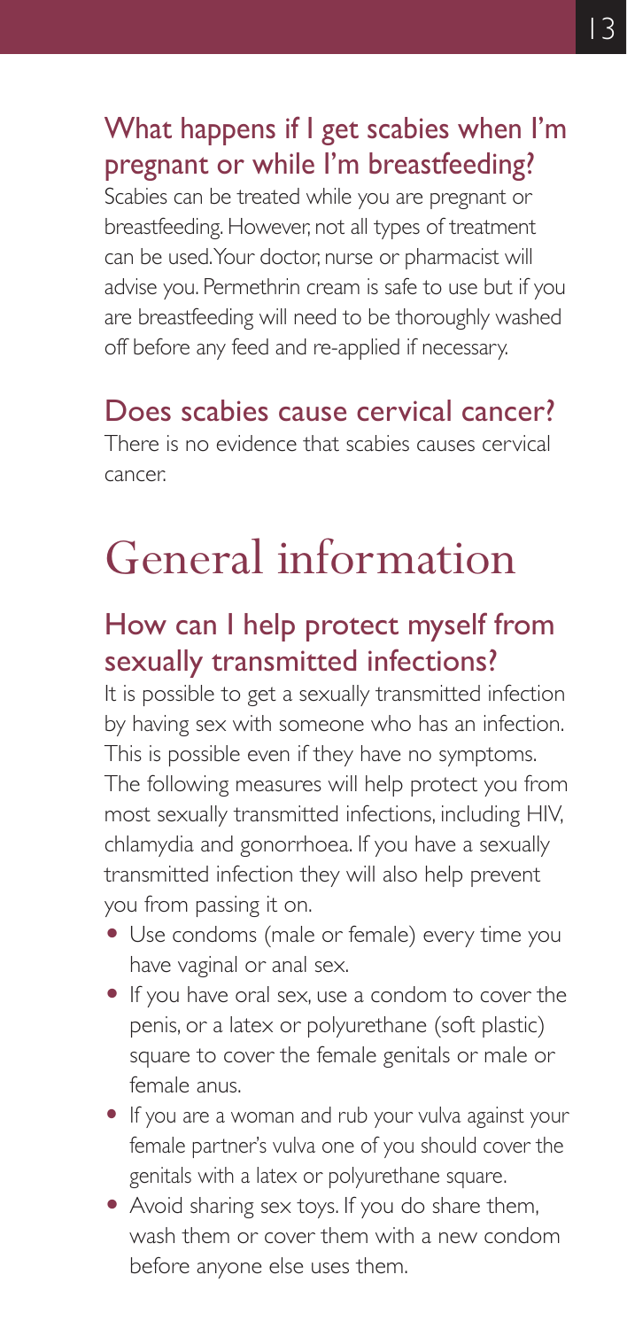## What happens if I get scabies when I'm pregnant or while I'm breastfeeding?

Scabies can be treated while you are pregnant or breastfeeding. However, not all types of treatment can be used. Your doctor, nurse or pharmacist will advise you. Permethrin cream is safe to use but if you are breastfeeding will need to be thoroughly washed off before any feed and re-applied if necessary.

## Does scabies cause cervical cancer?

There is no evidence that scabies causes cervical cancer.

# General information

## How can I help protect myself from sexually transmitted infections?

It is possible to get a sexually transmitted infection by having sex with someone who has an infection. This is possible even if they have no symptoms. The following measures will help protect you from most sexually transmitted infections, including HIV, chlamydia and gonorrhoea. If you have a sexually transmitted infection they will also help prevent you from passing it on.

- Use condoms (male or female) every time you have vaginal or anal sex.
- If you have oral sex, use a condom to cover the penis, or a latex or polyurethane (soft plastic) square to cover the female genitals or male or female anus.
- If you are a woman and rub your vulva against your female partner's vulva one of you should cover the genitals with a latex or polyurethane square.
- Avoid sharing sex toys. If you do share them, wash them or cover them with a new condom before anyone else uses them.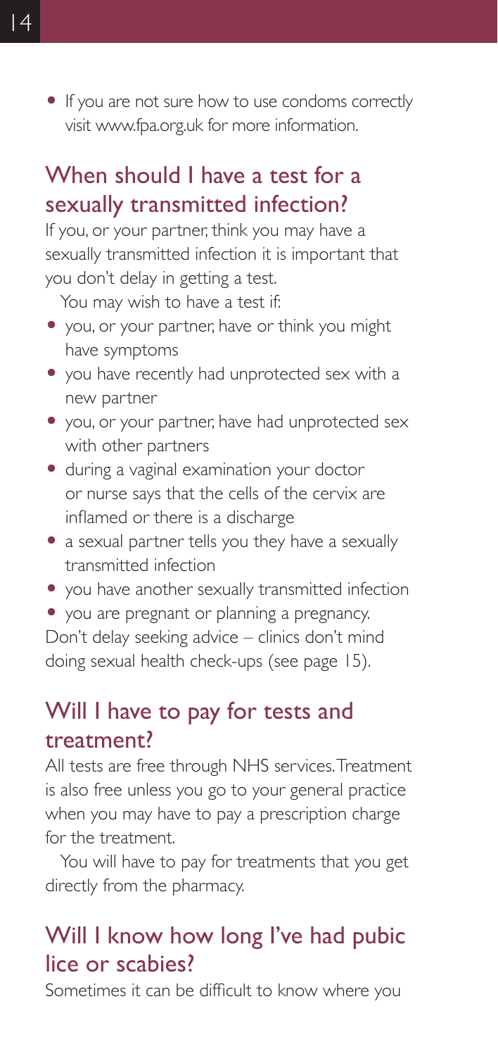- If you are not sure how to use condoms correctly visit www.fpa.org.uk for more information.

## When should I have a test for a sexually transmitted infection?

If you, or your partner, think you may have a sexually transmitted infection it is important that you don't delay in getting a test.

You may wish to have a test if:

- you, or your partner, have or think you might have symptoms
- you have recently had unprotected sex with a new partner
- you, or your partner, have had unprotected sex with other partners
- during a vaginal examination your doctor or nurse says that the cells of the cervix are inflamed or there is a discharge
- a sexual partner tells you they have a sexually transmitted infection
- you have another sexually transmitted infection
- you are pregnant or planning a pregnancy.

Don't delay seeking advice – clinics don't mind doing sexual health check-ups (see page 15).

## Will I have to pay for tests and treatment?

All tests are free through NHS services. Treatment is also free unless you go to your general practice when you may have to pay a prescription charge for the treatment.

You will have to pay for treatments that you get directly from the pharmacy.

## Will I know how long I've had pubic lice or scabies?

Sometimes it can be difficult to know where you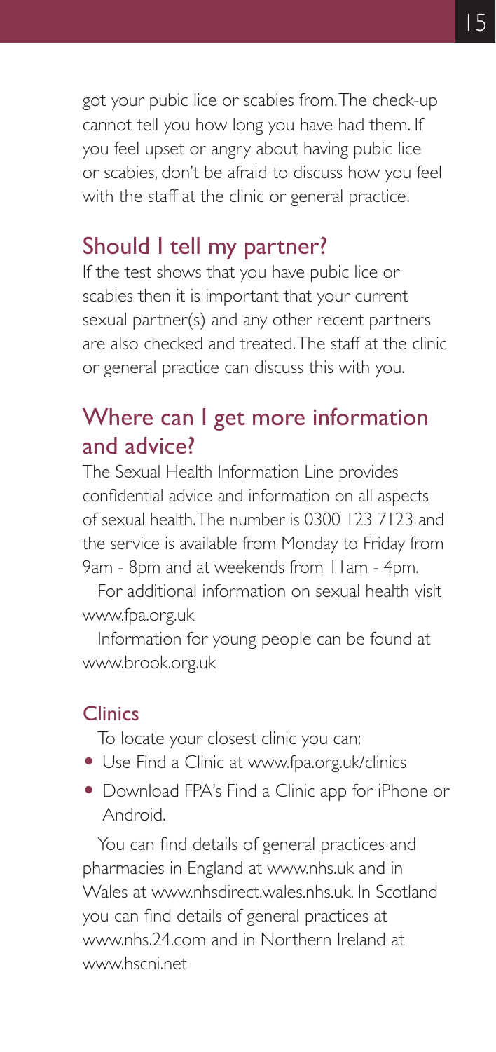got your pubic lice or scabies from. The check-up cannot tell you how long you have had them. If you feel upset or angry about having pubic lice or scabies, don't be afraid to discuss how you feel with the staff at the clinic or general practice.

## Should I tell my partner?

If the test shows that you have pubic lice or scabies then it is important that your current sexual partner(s) and any other recent partners are also checked and treated. The staff at the clinic or general practice can discuss this with you.

## Where can I get more information and advice?

The Sexual Health Information Line provides confidential advice and information on all aspects of sexual health. The number is 0300 123 7123 and the service is available from Monday to Friday from 9am - 8pm and at weekends from 11am - 4pm.

For additional information on sexual health visit www.fpa.org.uk

Information for young people can be found at www.brook.org.uk

### Clinics

To locate your closest clinic you can:

- Use Find a Clinic at www.fpa.org.uk/clinics
- Download FPA's Find a Clinic app for iPhone or Android.

You can find details of general practices and pharmacies in England at www.nhs.uk and in Wales at www.nhsdirect.wales.nhs.uk. In Scotland you can find details of general practices at www.nhs.24.com and in Northern Ireland at www.hscni.net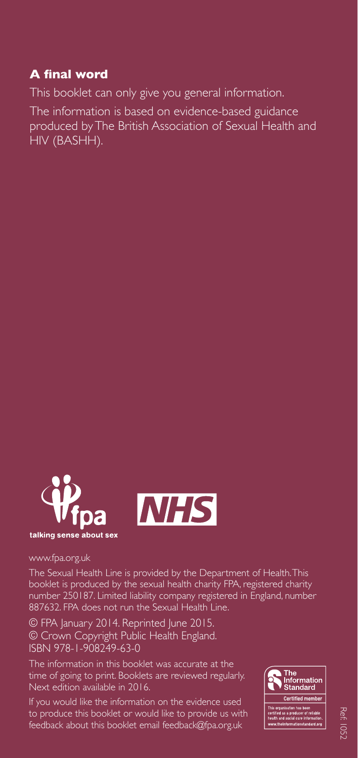## A final word

This booklet can only give you general information.

The information is based on evidence-based guidance produced by The British Association of Sexual Health and HIV (BASHH).

talking sense about sex

www.fpa.org.uk

The Sexual Health Line is provided by the Department of Health. This booklet is produced by the sexual health charity FPA, registered charity number 250187. Limited liability company registered in England, number 887632. FPA does not run the Sexual Health Line.

© FPA January 2014. Reprinted June 2015.
© Crown Copyright Public Health England.
ISBN 978-1-908249-63-0

The information in this booklet was accurate at the time of going to print. Booklets are reviewed regularly. Next edition available in 2016.

If you would like the information on the evidence used to produce this booklet or would like to provide us with feedback about this booklet email feedback@fpa.org.uk

The Information Standard
Certified member
This organisation has been certified as a producer of reliable health and social care information.
www.theinformationstandard.org

Ref: 1052